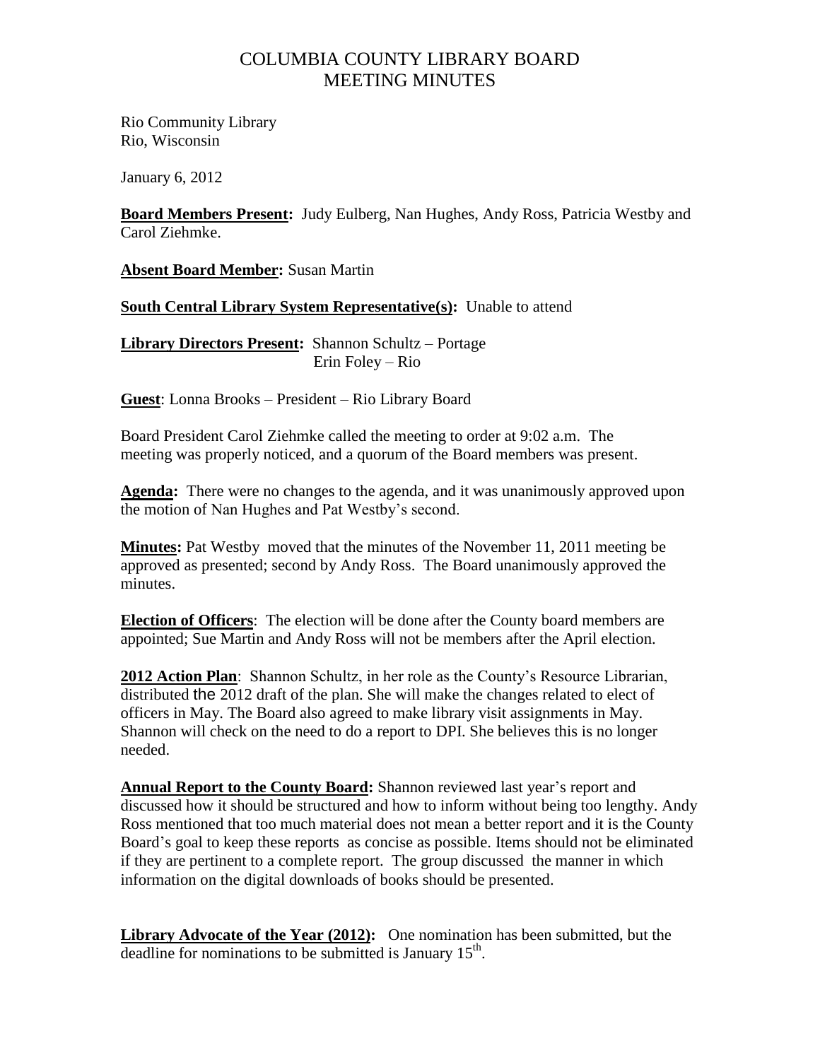# COLUMBIA COUNTY LIBRARY BOARD
# MEETING MINUTES

Rio Community Library
Rio, Wisconsin

January 6, 2012

**Board Members Present:** Judy Eulberg, Nan Hughes, Andy Ross, Patricia Westby and Carol Ziehmke.

**Absent Board Member:** Susan Martin

**South Central Library System Representative(s):** Unable to attend

**Library Directors Present:** Shannon Schultz – Portage
Erin Foley – Rio

**Guest**: Lonna Brooks – President – Rio Library Board

Board President Carol Ziehmke called the meeting to order at 9:02 a.m. The meeting was properly noticed, and a quorum of the Board members was present.

**Agenda:** There were no changes to the agenda, and it was unanimously approved upon the motion of Nan Hughes and Pat Westby's second.

**Minutes:** Pat Westby moved that the minutes of the November 11, 2011 meeting be approved as presented; second by Andy Ross. The Board unanimously approved the minutes.

**Election of Officers**: The election will be done after the County board members are appointed; Sue Martin and Andy Ross will not be members after the April election.

**2012 Action Plan**: Shannon Schultz, in her role as the County's Resource Librarian, distributed the 2012 draft of the plan. She will make the changes related to elect of officers in May. The Board also agreed to make library visit assignments in May. Shannon will check on the need to do a report to DPI. She believes this is no longer needed.

**Annual Report to the County Board:** Shannon reviewed last year's report and discussed how it should be structured and how to inform without being too lengthy. Andy Ross mentioned that too much material does not mean a better report and it is the County Board's goal to keep these reports as concise as possible. Items should not be eliminated if they are pertinent to a complete report. The group discussed the manner in which information on the digital downloads of books should be presented.

**Library Advocate of the Year (2012):** One nomination has been submitted, but the deadline for nominations to be submitted is January 15th.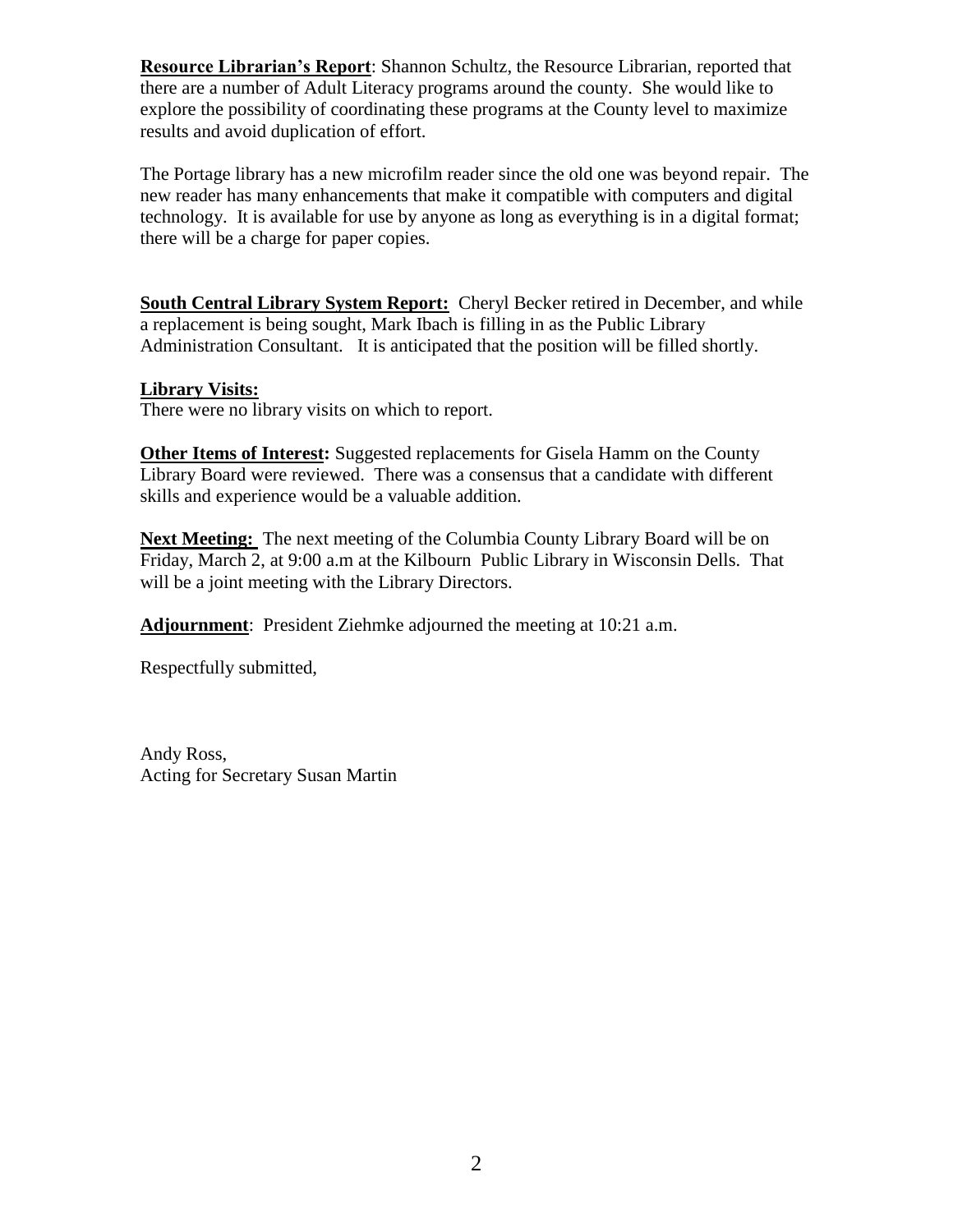**Resource Librarian's Report**: Shannon Schultz, the Resource Librarian, reported that there are a number of Adult Literacy programs around the county. She would like to explore the possibility of coordinating these programs at the County level to maximize results and avoid duplication of effort.

The Portage library has a new microfilm reader since the old one was beyond repair. The new reader has many enhancements that make it compatible with computers and digital technology. It is available for use by anyone as long as everything is in a digital format; there will be a charge for paper copies.

**South Central Library System Report:** Cheryl Becker retired in December, and while a replacement is being sought, Mark Ibach is filling in as the Public Library Administration Consultant. It is anticipated that the position will be filled shortly.

**Library Visits:**
There were no library visits on which to report.

**Other Items of Interest:** Suggested replacements for Gisela Hamm on the County Library Board were reviewed. There was a consensus that a candidate with different skills and experience would be a valuable addition.

**Next Meeting:** The next meeting of the Columbia County Library Board will be on Friday, March 2, at 9:00 a.m at the Kilbourn Public Library in Wisconsin Dells. That will be a joint meeting with the Library Directors.

**Adjournment**: President Ziehmke adjourned the meeting at 10:21 a.m.

Respectfully submitted,

Andy Ross,
Acting for Secretary Susan Martin